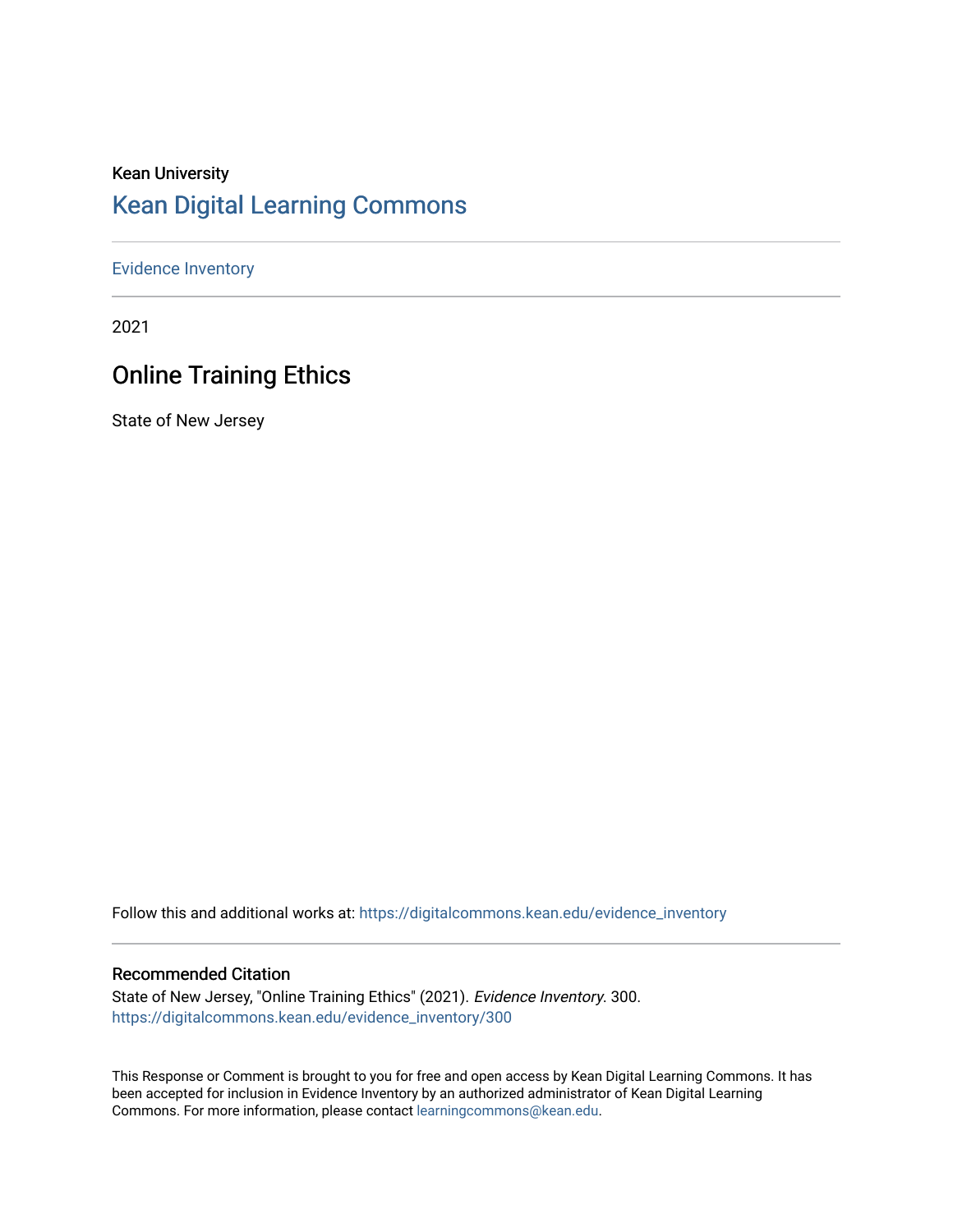Kean University

# Kean Digital Learning Commons

Evidence Inventory

2021

## Online Training Ethics

State of New Jersey

Follow this and additional works at: https://digitalcommons.kean.edu/evidence_inventory

### Recommended Citation

State of New Jersey, "Online Training Ethics" (2021). *Evidence Inventory*. 300.
https://digitalcommons.kean.edu/evidence_inventory/300

This Response or Comment is brought to you for free and open access by Kean Digital Learning Commons. It has been accepted for inclusion in Evidence Inventory by an authorized administrator of Kean Digital Learning Commons. For more information, please contact learningcommons@kean.edu.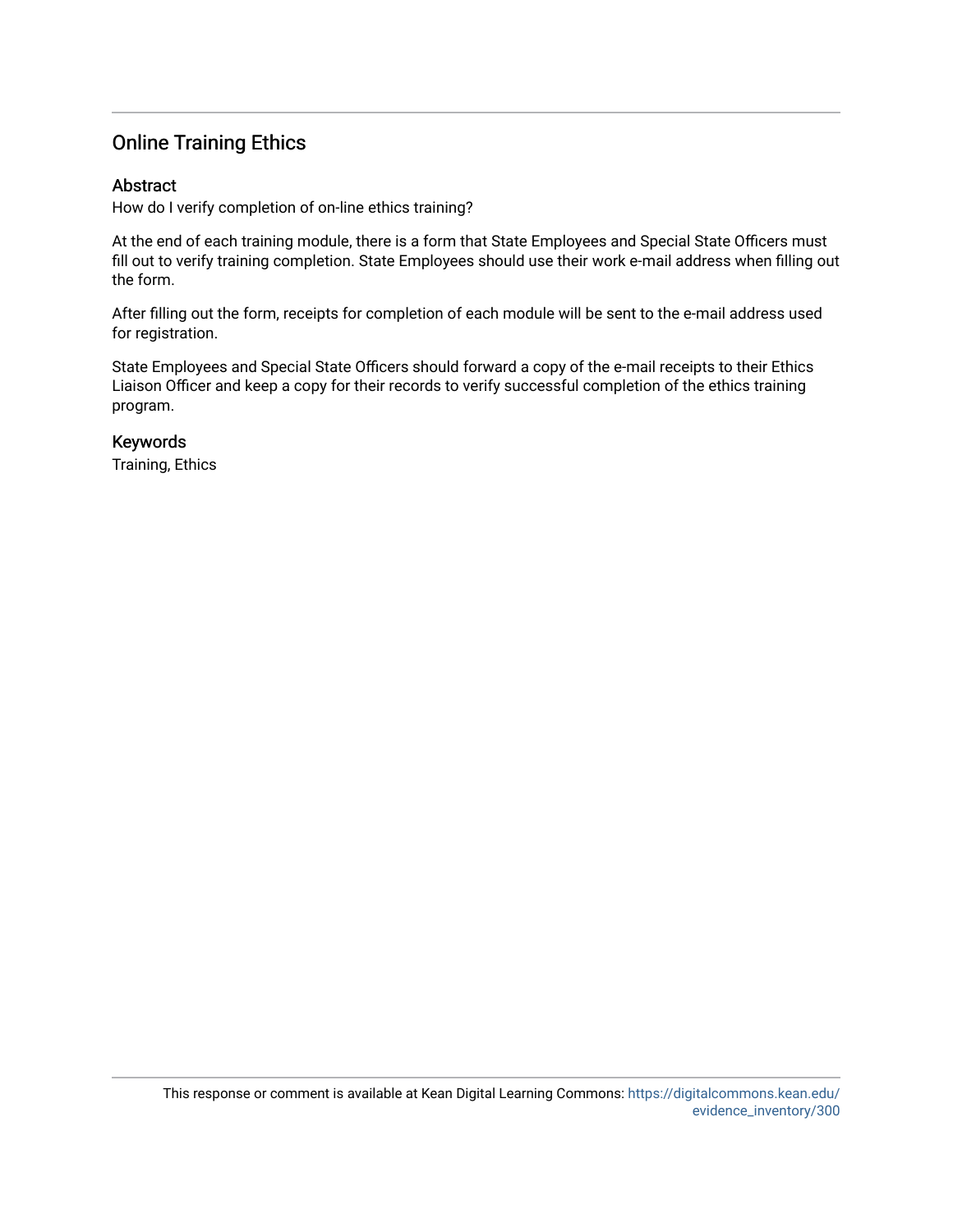# Online Training Ethics

## Abstract

How do I verify completion of on-line ethics training?

At the end of each training module, there is a form that State Employees and Special State Officers must fill out to verify training completion. State Employees should use their work e-mail address when filling out the form.

After filling out the form, receipts for completion of each module will be sent to the e-mail address used for registration.

State Employees and Special State Officers should forward a copy of the e-mail receipts to their Ethics Liaison Officer and keep a copy for their records to verify successful completion of the ethics training program.

## Keywords

Training, Ethics

This response or comment is available at Kean Digital Learning Commons: https://digitalcommons.kean.edu/evidence_inventory/300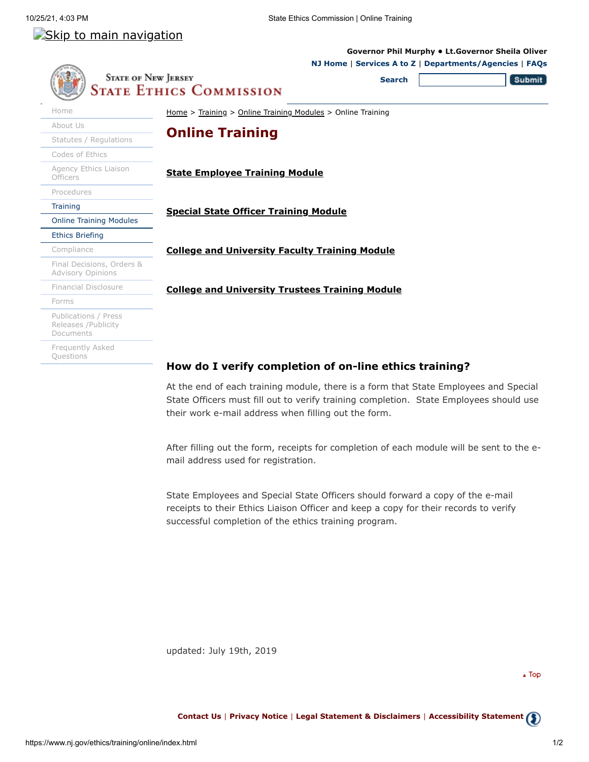[Skip to main navigation]

Governor Phil Murphy • Lt.Governor Sheila Oliver

NJ Home | Services A to Z | Departments/Agencies | FAQs

Search | Submit

State of New Jersey
State Ethics Commission

- Home
- About Us
- Statutes / Regulations
- Codes of Ethics
- Agency Ethics Liaison Officers
- Procedures
- Training
- Online Training Modules
- Ethics Briefing
- Compliance
- Final Decisions, Orders & Advisory Opinions
- Financial Disclosure
- Forms
- Publications / Press Releases /Publicity Documents
- Frequently Asked Questions

Home > Training > Online Training Modules > Online Training

# Online Training

**State Employee Training Module**

**Special State Officer Training Module**

**College and University Faculty Training Module**

**College and University Trustees Training Module**

### How do I verify completion of on-line ethics training?

At the end of each training module, there is a form that State Employees and Special State Officers must fill out to verify training completion. State Employees should use their work e-mail address when filling out the form.

After filling out the form, receipts for completion of each module will be sent to the e-mail address used for registration.

State Employees and Special State Officers should forward a copy of the e-mail receipts to their Ethics Liaison Officer and keep a copy for their records to verify successful completion of the ethics training program.

updated: July 19th, 2019

▲ Top

**Contact Us** | **Privacy Notice** | **Legal Statement & Disclaimers** | **Accessibility Statement**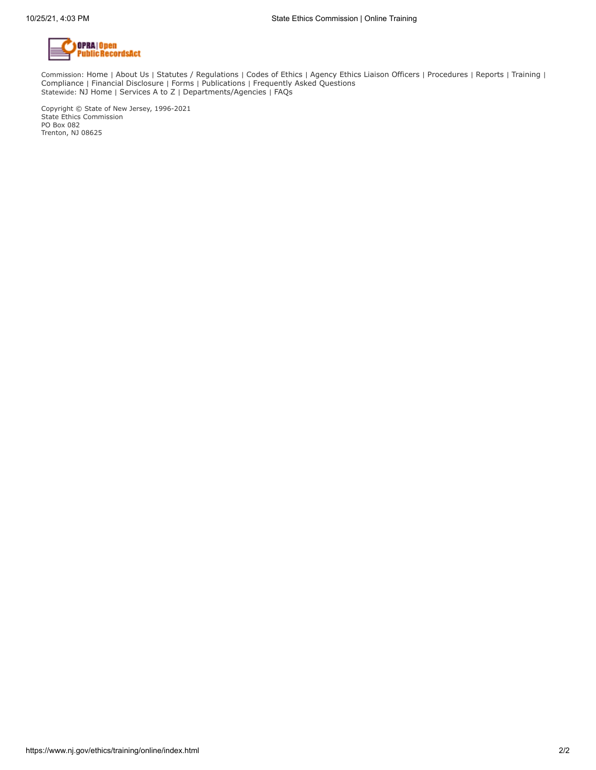OPRA | Open Public Records Act

Commission: Home | About Us | Statutes / Regulations | Codes of Ethics | Agency Ethics Liaison Officers | Procedures | Reports | Training | Compliance | Financial Disclosure | Forms | Publications | Frequently Asked Questions
Statewide: NJ Home | Services A to Z | Departments/Agencies | FAQs

Copyright © State of New Jersey, 1996-2021
State Ethics Commission
PO Box 082
Trenton, NJ 08625